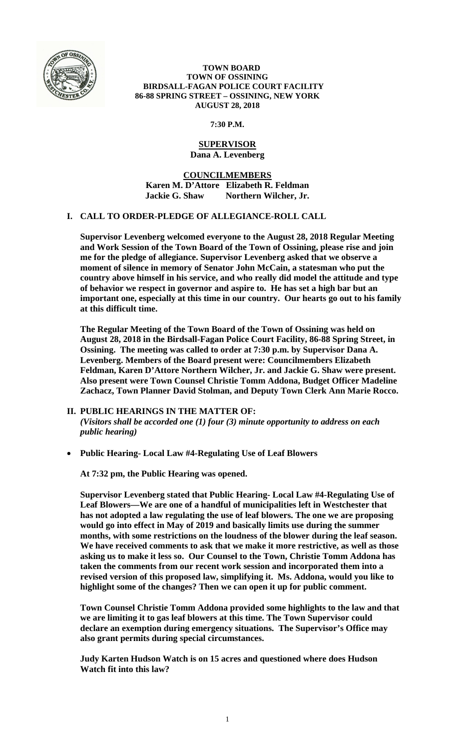**TOWN BOARD**
**TOWN OF OSSINING**
**BIRDSALL-FAGAN POLICE COURT FACILITY**
**86-88 SPRING STREET – OSSINING, NEW YORK**
**AUGUST 28, 2018**

**7:30 P.M.**

**SUPERVISOR**
**Dana A. Levenberg**

**COUNCILMEMBERS**
**Karen M. D'Attore Elizabeth R. Feldman**
**Jackie G. Shaw Northern Wilcher, Jr.**

## I. CALL TO ORDER-PLEDGE OF ALLEGIANCE-ROLL CALL

**Supervisor Levenberg welcomed everyone to the August 28, 2018 Regular Meeting and Work Session of the Town Board of the Town of Ossining, please rise and join me for the pledge of allegiance. Supervisor Levenberg asked that we observe a moment of silence in memory of Senator John McCain, a statesman who put the country above himself in his service, and who really did model the attitude and type of behavior we respect in governor and aspire to. He has set a high bar but an important one, especially at this time in our country. Our hearts go out to his family at this difficult time.**

**The Regular Meeting of the Town Board of the Town of Ossining was held on August 28, 2018 in the Birdsall-Fagan Police Court Facility, 86-88 Spring Street, in Ossining. The meeting was called to order at 7:30 p.m. by Supervisor Dana A. Levenberg. Members of the Board present were: Councilmembers Elizabeth Feldman, Karen D'Attore Northern Wilcher, Jr. and Jackie G. Shaw were present. Also present were Town Counsel Christie Tomm Addona, Budget Officer Madeline Zachacz, Town Planner David Stolman, and Deputy Town Clerk Ann Marie Rocco.**

## II. PUBLIC HEARINGS IN THE MATTER OF:

***(Visitors shall be accorded one (1) four (3) minute opportunity to address on each public hearing)***

- **Public Hearing- Local Law #4-Regulating Use of Leaf Blowers**

**At 7:32 pm, the Public Hearing was opened.**

**Supervisor Levenberg stated that Public Hearing- Local Law #4-Regulating Use of Leaf Blowers—We are one of a handful of municipalities left in Westchester that has not adopted a law regulating the use of leaf blowers. The one we are proposing would go into effect in May of 2019 and basically limits use during the summer months, with some restrictions on the loudness of the blower during the leaf season. We have received comments to ask that we make it more restrictive, as well as those asking us to make it less so. Our Counsel to the Town, Christie Tomm Addona has taken the comments from our recent work session and incorporated them into a revised version of this proposed law, simplifying it. Ms. Addona, would you like to highlight some of the changes? Then we can open it up for public comment.**

**Town Counsel Christie Tomm Addona provided some highlights to the law and that we are limiting it to gas leaf blowers at this time. The Town Supervisor could declare an exemption during emergency situations. The Supervisor's Office may also grant permits during special circumstances.**

**Judy Karten Hudson Watch is on 15 acres and questioned where does Hudson Watch fit into this law?**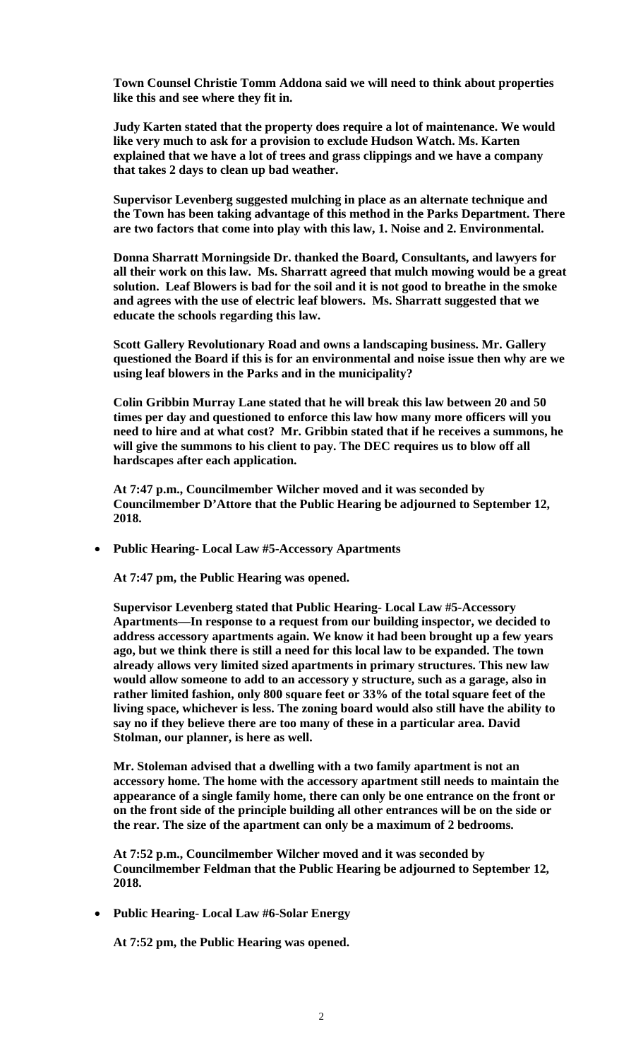**Town Counsel Christie Tomm Addona said we will need to think about properties like this and see where they fit in.**

**Judy Karten stated that the property does require a lot of maintenance. We would like very much to ask for a provision to exclude Hudson Watch. Ms. Karten explained that we have a lot of trees and grass clippings and we have a company that takes 2 days to clean up bad weather.**

**Supervisor Levenberg suggested mulching in place as an alternate technique and the Town has been taking advantage of this method in the Parks Department. There are two factors that come into play with this law, 1. Noise and 2. Environmental.**

**Donna Sharratt Morningside Dr. thanked the Board, Consultants, and lawyers for all their work on this law. Ms. Sharratt agreed that mulch mowing would be a great solution. Leaf Blowers is bad for the soil and it is not good to breathe in the smoke and agrees with the use of electric leaf blowers. Ms. Sharratt suggested that we educate the schools regarding this law.**

**Scott Gallery Revolutionary Road and owns a landscaping business. Mr. Gallery questioned the Board if this is for an environmental and noise issue then why are we using leaf blowers in the Parks and in the municipality?**

**Colin Gribbin Murray Lane stated that he will break this law between 20 and 50 times per day and questioned to enforce this law how many more officers will you need to hire and at what cost? Mr. Gribbin stated that if he receives a summons, he will give the summons to his client to pay. The DEC requires us to blow off all hardscapes after each application.**

**At 7:47 p.m., Councilmember Wilcher moved and it was seconded by Councilmember D'Attore that the Public Hearing be adjourned to September 12, 2018.**

- **Public Hearing- Local Law #5-Accessory Apartments**

**At 7:47 pm, the Public Hearing was opened.**

**Supervisor Levenberg stated that Public Hearing- Local Law #5-Accessory Apartments—In response to a request from our building inspector, we decided to address accessory apartments again. We know it had been brought up a few years ago, but we think there is still a need for this local law to be expanded. The town already allows very limited sized apartments in primary structures. This new law would allow someone to add to an accessory y structure, such as a garage, also in rather limited fashion, only 800 square feet or 33% of the total square feet of the living space, whichever is less. The zoning board would also still have the ability to say no if they believe there are too many of these in a particular area. David Stolman, our planner, is here as well.**

**Mr. Stoleman advised that a dwelling with a two family apartment is not an accessory home. The home with the accessory apartment still needs to maintain the appearance of a single family home, there can only be one entrance on the front or on the front side of the principle building all other entrances will be on the side or the rear. The size of the apartment can only be a maximum of 2 bedrooms.**

**At 7:52 p.m., Councilmember Wilcher moved and it was seconded by Councilmember Feldman that the Public Hearing be adjourned to September 12, 2018.**

- **Public Hearing- Local Law #6-Solar Energy**

**At 7:52 pm, the Public Hearing was opened.**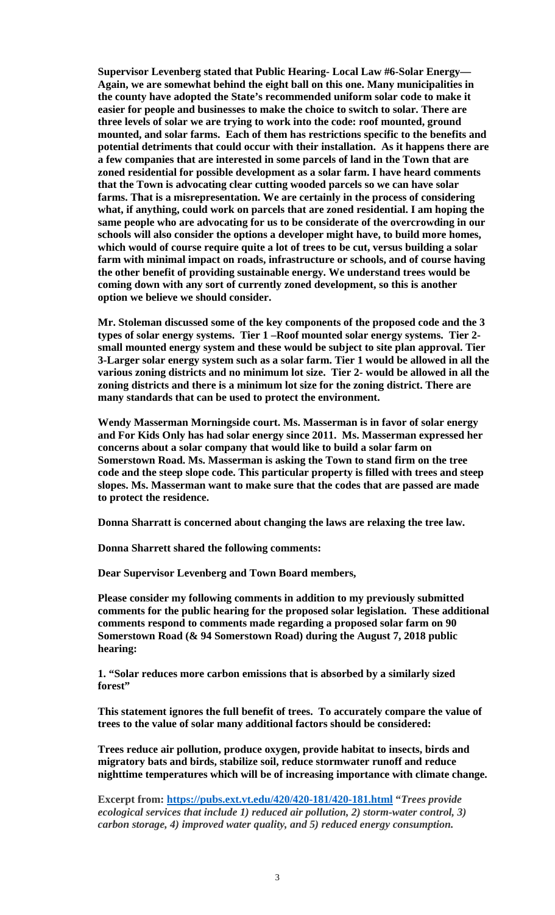**Supervisor Levenberg stated that Public Hearing- Local Law #6-Solar Energy— Again, we are somewhat behind the eight ball on this one. Many municipalities in the county have adopted the State's recommended uniform solar code to make it easier for people and businesses to make the choice to switch to solar. There are three levels of solar we are trying to work into the code: roof mounted, ground mounted, and solar farms. Each of them has restrictions specific to the benefits and potential detriments that could occur with their installation. As it happens there are a few companies that are interested in some parcels of land in the Town that are zoned residential for possible development as a solar farm. I have heard comments that the Town is advocating clear cutting wooded parcels so we can have solar farms. That is a misrepresentation. We are certainly in the process of considering what, if anything, could work on parcels that are zoned residential. I am hoping the same people who are advocating for us to be considerate of the overcrowding in our schools will also consider the options a developer might have, to build more homes, which would of course require quite a lot of trees to be cut, versus building a solar farm with minimal impact on roads, infrastructure or schools, and of course having the other benefit of providing sustainable energy. We understand trees would be coming down with any sort of currently zoned development, so this is another option we believe we should consider.**

**Mr. Stoleman discussed some of the key components of the proposed code and the 3 types of solar energy systems. Tier 1 –Roof mounted solar energy systems. Tier 2- small mounted energy system and these would be subject to site plan approval. Tier 3-Larger solar energy system such as a solar farm. Tier 1 would be allowed in all the various zoning districts and no minimum lot size. Tier 2- would be allowed in all the zoning districts and there is a minimum lot size for the zoning district. There are many standards that can be used to protect the environment.**

**Wendy Masserman Morningside court. Ms. Masserman is in favor of solar energy and For Kids Only has had solar energy since 2011. Ms. Masserman expressed her concerns about a solar company that would like to build a solar farm on Somerstown Road. Ms. Masserman is asking the Town to stand firm on the tree code and the steep slope code. This particular property is filled with trees and steep slopes. Ms. Masserman want to make sure that the codes that are passed are made to protect the residence.**

**Donna Sharratt is concerned about changing the laws are relaxing the tree law.**

**Donna Sharrett shared the following comments:**

**Dear Supervisor Levenberg and Town Board members,**

**Please consider my following comments in addition to my previously submitted comments for the public hearing for the proposed solar legislation. These additional comments respond to comments made regarding a proposed solar farm on 90 Somerstown Road (& 94 Somerstown Road) during the August 7, 2018 public hearing:**

**1. "Solar reduces more carbon emissions that is absorbed by a similarly sized forest"**

**This statement ignores the full benefit of trees. To accurately compare the value of trees to the value of solar many additional factors should be considered:**

**Trees reduce air pollution, produce oxygen, provide habitat to insects, birds and migratory bats and birds, stabilize soil, reduce stormwater runoff and reduce nighttime temperatures which will be of increasing importance with climate change.**

**Excerpt from: https://pubs.ext.vt.edu/420/420-181/420-181.html** ***"Trees provide ecological services that include 1) reduced air pollution, 2) storm-water control, 3) carbon storage, 4) improved water quality, and 5) reduced energy consumption.***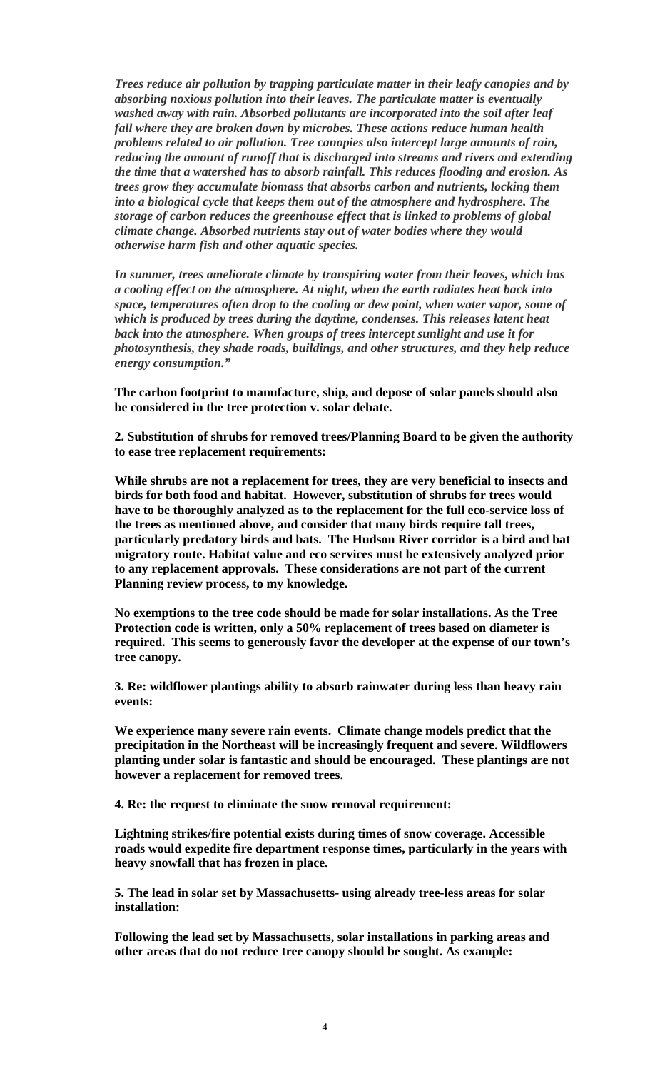***Trees reduce air pollution by trapping particulate matter in their leafy canopies and by absorbing noxious pollution into their leaves. The particulate matter is eventually washed away with rain. Absorbed pollutants are incorporated into the soil after leaf fall where they are broken down by microbes. These actions reduce human health problems related to air pollution. Tree canopies also intercept large amounts of rain, reducing the amount of runoff that is discharged into streams and rivers and extending the time that a watershed has to absorb rainfall. This reduces flooding and erosion. As trees grow they accumulate biomass that absorbs carbon and nutrients, locking them into a biological cycle that keeps them out of the atmosphere and hydrosphere. The storage of carbon reduces the greenhouse effect that is linked to problems of global climate change. Absorbed nutrients stay out of water bodies where they would otherwise harm fish and other aquatic species.***

***In summer, trees ameliorate climate by transpiring water from their leaves, which has a cooling effect on the atmosphere. At night, when the earth radiates heat back into space, temperatures often drop to the cooling or dew point, when water vapor, some of which is produced by trees during the daytime, condenses. This releases latent heat back into the atmosphere. When groups of trees intercept sunlight and use it for photosynthesis, they shade roads, buildings, and other structures, and they help reduce energy consumption."***

**The carbon footprint to manufacture, ship, and depose of solar panels should also be considered in the tree protection v. solar debate.**

**2. Substitution of shrubs for removed trees/Planning Board to be given the authority to ease tree replacement requirements:**

**While shrubs are not a replacement for trees, they are very beneficial to insects and birds for both food and habitat. However, substitution of shrubs for trees would have to be thoroughly analyzed as to the replacement for the full eco-service loss of the trees as mentioned above, and consider that many birds require tall trees, particularly predatory birds and bats. The Hudson River corridor is a bird and bat migratory route. Habitat value and eco services must be extensively analyzed prior to any replacement approvals. These considerations are not part of the current Planning review process, to my knowledge.**

**No exemptions to the tree code should be made for solar installations. As the Tree Protection code is written, only a 50% replacement of trees based on diameter is required. This seems to generously favor the developer at the expense of our town's tree canopy.**

**3. Re: wildflower plantings ability to absorb rainwater during less than heavy rain events:**

**We experience many severe rain events. Climate change models predict that the precipitation in the Northeast will be increasingly frequent and severe. Wildflowers planting under solar is fantastic and should be encouraged. These plantings are not however a replacement for removed trees.**

**4. Re: the request to eliminate the snow removal requirement:**

**Lightning strikes/fire potential exists during times of snow coverage. Accessible roads would expedite fire department response times, particularly in the years with heavy snowfall that has frozen in place.**

**5. The lead in solar set by Massachusetts- using already tree-less areas for solar installation:**

**Following the lead set by Massachusetts, solar installations in parking areas and other areas that do not reduce tree canopy should be sought. As example:**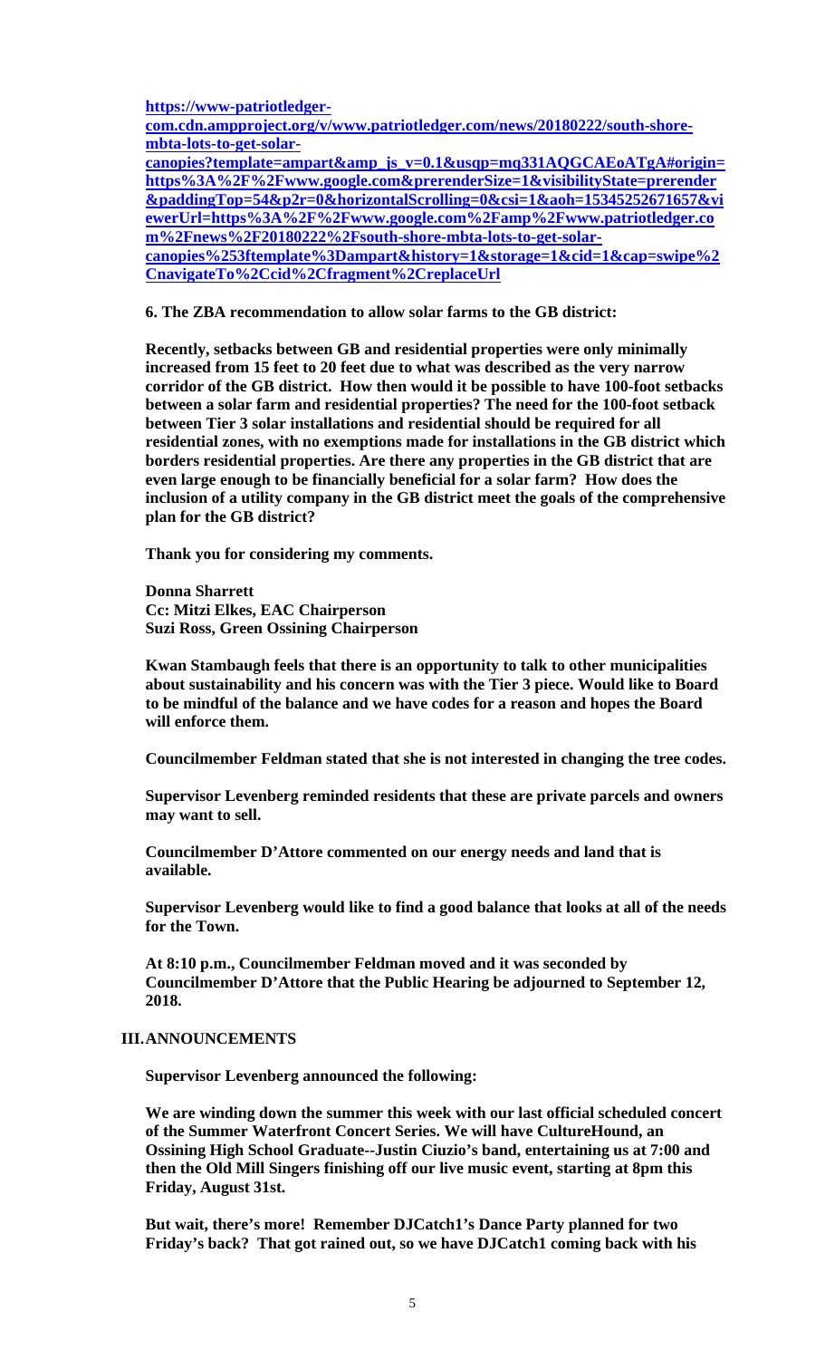**[https://www-patriotledger-com.cdn.ampproject.org/v/www.patriotledger.com/news/20180222/south-shore-mbta-lots-to-get-solar-canopies?template=ampart&amp_js_v=0.1&usqp=mq331AQGCAEoATgA#origin=https%3A%2F%2Fwww.google.com&prerenderSize=1&visibilityState=prerender&paddingTop=54&p2r=0&horizontalScrolling=0&csi=1&aoh=15345252671657&viewerUrl=https%3A%2F%2Fwww.google.com%2Famp%2Fwww.patriotledger.com%2Fnews%2F20180222%2Fsouth-shore-mbta-lots-to-get-solar-canopies%253ftemplate%3Dampart&history=1&storage=1&cid=1&cap=swipe%2CnavigateTo%2Ccid%2Cfragment%2CreplaceUrl](https://www-patriotledger-com.cdn.ampproject.org/v/www.patriotledger.com/news/20180222/south-shore-mbta-lots-to-get-solar-canopies?template=ampart&amp_js_v=0.1&usqp=mq331AQGCAEoATgA#origin=https%3A%2F%2Fwww.google.com&prerenderSize=1&visibilityState=prerender&paddingTop=54&p2r=0&horizontalScrolling=0&csi=1&aoh=15345252671657&viewerUrl=https%3A%2F%2Fwww.google.com%2Famp%2Fwww.patriotledger.com%2Fnews%2F20180222%2Fsouth-shore-mbta-lots-to-get-solar-canopies%253ftemplate%3Dampart&history=1&storage=1&cid=1&cap=swipe%2CnavigateTo%2Ccid%2Cfragment%2CreplaceUrl)**

**6. The ZBA recommendation to allow solar farms to the GB district:**

**Recently, setbacks between GB and residential properties were only minimally increased from 15 feet to 20 feet due to what was described as the very narrow corridor of the GB district. How then would it be possible to have 100-foot setbacks between a solar farm and residential properties? The need for the 100-foot setback between Tier 3 solar installations and residential should be required for all residential zones, with no exemptions made for installations in the GB district which borders residential properties. Are there any properties in the GB district that are even large enough to be financially beneficial for a solar farm? How does the inclusion of a utility company in the GB district meet the goals of the comprehensive plan for the GB district?**

**Thank you for considering my comments.**

**Donna Sharrett**
**Cc: Mitzi Elkes, EAC Chairperson**
**Suzi Ross, Green Ossining Chairperson**

**Kwan Stambaugh feels that there is an opportunity to talk to other municipalities about sustainability and his concern was with the Tier 3 piece. Would like to Board to be mindful of the balance and we have codes for a reason and hopes the Board will enforce them.**

**Councilmember Feldman stated that she is not interested in changing the tree codes.**

**Supervisor Levenberg reminded residents that these are private parcels and owners may want to sell.**

**Councilmember D'Attore commented on our energy needs and land that is available.**

**Supervisor Levenberg would like to find a good balance that looks at all of the needs for the Town.**

**At 8:10 p.m., Councilmember Feldman moved and it was seconded by Councilmember D'Attore that the Public Hearing be adjourned to September 12, 2018.**

## III. ANNOUNCEMENTS

**Supervisor Levenberg announced the following:**

**We are winding down the summer this week with our last official scheduled concert of the Summer Waterfront Concert Series. We will have CultureHound, an Ossining High School Graduate--Justin Ciuzio's band, entertaining us at 7:00 and then the Old Mill Singers finishing off our live music event, starting at 8pm this Friday, August 31st.**

**But wait, there's more! Remember DJCatch1's Dance Party planned for two Friday's back? That got rained out, so we have DJCatch1 coming back with his**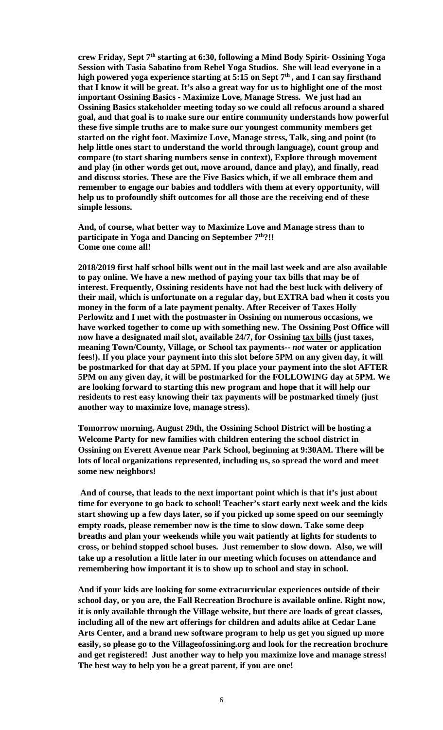**crew Friday, Sept 7th starting at 6:30, following a Mind Body Spirit- Ossining Yoga Session with Tasia Sabatino from Rebel Yoga Studios. She will lead everyone in a high powered yoga experience starting at 5:15 on Sept 7th , and I can say firsthand that I know it will be great. It's also a great way for us to highlight one of the most important Ossining Basics - Maximize Love, Manage Stress. We just had an Ossining Basics stakeholder meeting today so we could all refocus around a shared goal, and that goal is to make sure our entire community understands how powerful these five simple truths are to make sure our youngest community members get started on the right foot. Maximize Love, Manage stress, Talk, sing and point (to help little ones start to understand the world through language), count group and compare (to start sharing numbers sense in context), Explore through movement and play (in other words get out, move around, dance and play), and finally, read and discuss stories. These are the Five Basics which, if we all embrace them and remember to engage our babies and toddlers with them at every opportunity, will help us to profoundly shift outcomes for all those are the receiving end of these simple lessons.**

**And, of course, what better way to Maximize Love and Manage stress than to participate in Yoga and Dancing on September 7th?!!**
**Come one come all!**

**2018/2019 first half school bills went out in the mail last week and are also available to pay online. We have a new method of paying your tax bills that may be of interest. Frequently, Ossining residents have not had the best luck with delivery of their mail, which is unfortunate on a regular day, but EXTRA bad when it costs you money in the form of a late payment penalty. After Receiver of Taxes Holly Perlowitz and I met with the postmaster in Ossining on numerous occasions, we have worked together to come up with something new. The Ossining Post Office will now have a designated mail slot, available 24/7, for Ossining <u>tax bills</u> (just taxes, meaning Town/County, Village, or School tax payments-- *not* water or application fees!). If you place your payment into this slot before 5PM on any given day, it will be postmarked for that day at 5PM. If you place your payment into the slot AFTER 5PM on any given day, it will be postmarked for the FOLLOWING day at 5PM. We are looking forward to starting this new program and hope that it will help our residents to rest easy knowing their tax payments will be postmarked timely (just another way to maximize love, manage stress).**

**Tomorrow morning, August 29th, the Ossining School District will be hosting a Welcome Party for new families with children entering the school district in Ossining on Everett Avenue near Park School, beginning at 9:30AM. There will be lots of local organizations represented, including us, so spread the word and meet some new neighbors!**

**And of course, that leads to the next important point which is that it's just about time for everyone to go back to school! Teacher's start early next week and the kids start showing up a few days later, so if you picked up some speed on our seemingly empty roads, please remember now is the time to slow down. Take some deep breaths and plan your weekends while you wait patiently at lights for students to cross, or behind stopped school buses. Just remember to slow down. Also, we will take up a resolution a little later in our meeting which focuses on attendance and remembering how important it is to show up to school and stay in school.**

**And if your kids are looking for some extracurricular experiences outside of their school day, or you are, the Fall Recreation Brochure is available online. Right now, it is only available through the Village website, but there are loads of great classes, including all of the new art offerings for children and adults alike at Cedar Lane Arts Center, and a brand new software program to help us get you signed up more easily, so please go to the Villageofossining.org and look for the recreation brochure and get registered! Just another way to help you maximize love and manage stress! The best way to help you be a great parent, if you are one!**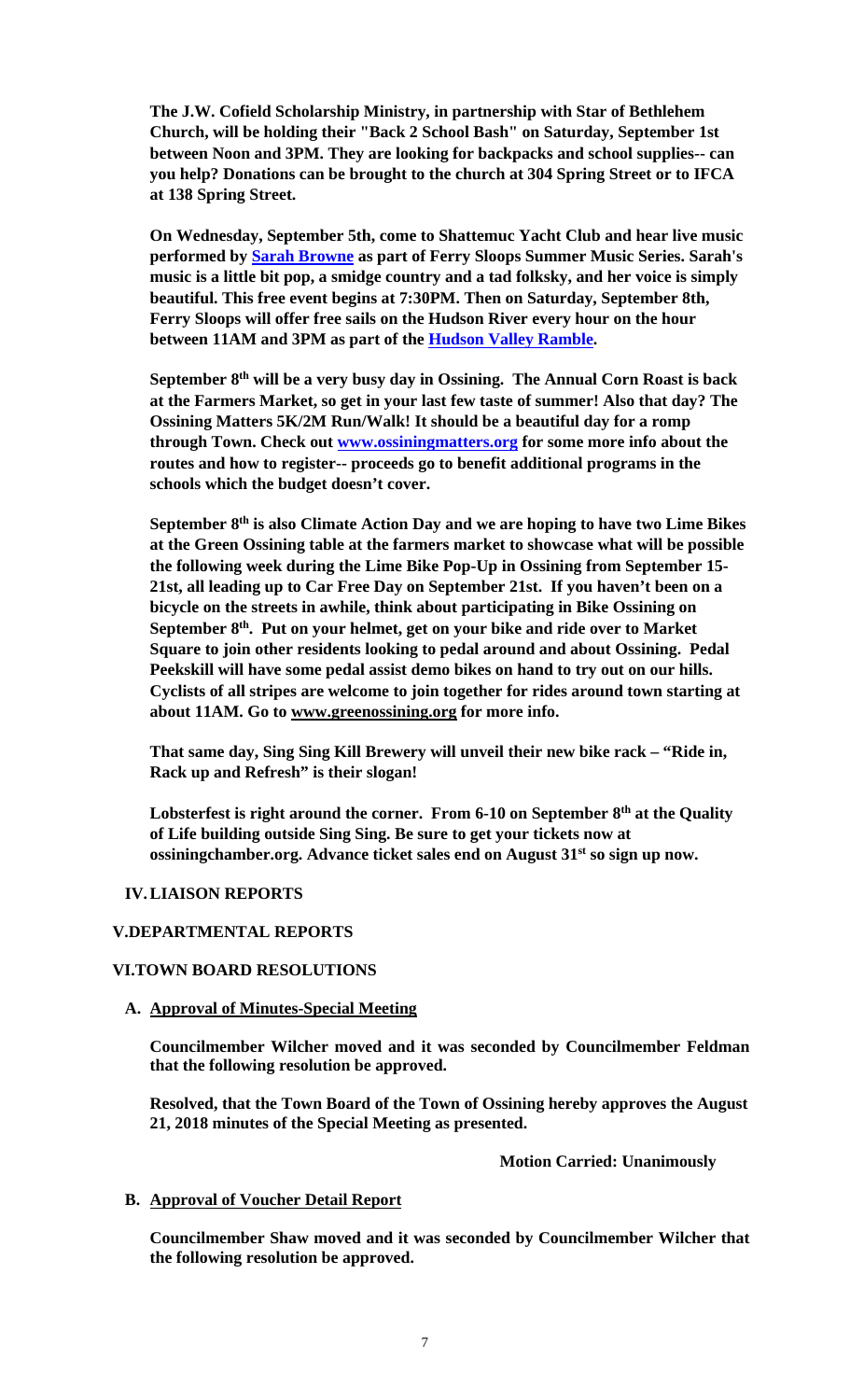**The J.W. Cofield Scholarship Ministry, in partnership with Star of Bethlehem Church, will be holding their "Back 2 School Bash" on Saturday, September 1st between Noon and 3PM. They are looking for backpacks and school supplies-- can you help? Donations can be brought to the church at 304 Spring Street or to IFCA at 138 Spring Street.**

**On Wednesday, September 5th, come to Shattemuc Yacht Club and hear live music performed by Sarah Browne as part of Ferry Sloops Summer Music Series. Sarah's music is a little bit pop, a smidge country and a tad folksky, and her voice is simply beautiful. This free event begins at 7:30PM. Then on Saturday, September 8th, Ferry Sloops will offer free sails on the Hudson River every hour on the hour between 11AM and 3PM as part of the Hudson Valley Ramble.**

**September 8th will be a very busy day in Ossining. The Annual Corn Roast is back at the Farmers Market, so get in your last few taste of summer! Also that day? The Ossining Matters 5K/2M Run/Walk! It should be a beautiful day for a romp through Town. Check out www.ossiningmatters.org for some more info about the routes and how to register-- proceeds go to benefit additional programs in the schools which the budget doesn't cover.**

**September 8th is also Climate Action Day and we are hoping to have two Lime Bikes at the Green Ossining table at the farmers market to showcase what will be possible the following week during the Lime Bike Pop-Up in Ossining from September 15-21st, all leading up to Car Free Day on September 21st. If you haven't been on a bicycle on the streets in awhile, think about participating in Bike Ossining on September 8th. Put on your helmet, get on your bike and ride over to Market Square to join other residents looking to pedal around and about Ossining. Pedal Peekskill will have some pedal assist demo bikes on hand to try out on our hills. Cyclists of all stripes are welcome to join together for rides around town starting at about 11AM. Go to www.greenossining.org for more info.**

**That same day, Sing Sing Kill Brewery will unveil their new bike rack – "Ride in, Rack up and Refresh" is their slogan!**

**Lobsterfest is right around the corner. From 6-10 on September 8th at the Quality of Life building outside Sing Sing. Be sure to get your tickets now at ossiningchamber.org. Advance ticket sales end on August 31st so sign up now.**

## IV. LIAISON REPORTS

## V. DEPARTMENTAL REPORTS

## VI. TOWN BOARD RESOLUTIONS

### A. Approval of Minutes-Special Meeting

**Councilmember Wilcher moved and it was seconded by Councilmember Feldman that the following resolution be approved.**

**Resolved, that the Town Board of the Town of Ossining hereby approves the August 21, 2018 minutes of the Special Meeting as presented.**

**Motion Carried: Unanimously**

### B. Approval of Voucher Detail Report

**Councilmember Shaw moved and it was seconded by Councilmember Wilcher that the following resolution be approved.**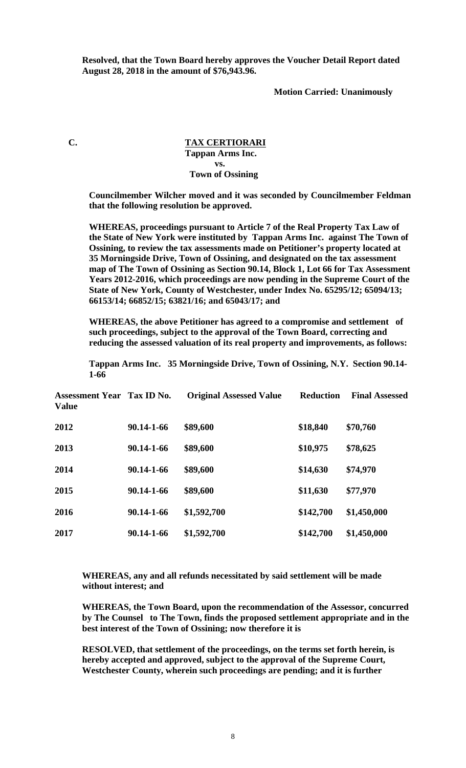**Resolved, that the Town Board hereby approves the Voucher Detail Report dated August 28, 2018 in the amount of $76,943.96.**

**Motion Carried: Unanimously**

**C. TAX CERTIORARI**
**Tappan Arms Inc.**
**vs.**
**Town of Ossining**

**Councilmember Wilcher moved and it was seconded by Councilmember Feldman that the following resolution be approved.**

**WHEREAS, proceedings pursuant to Article 7 of the Real Property Tax Law of the State of New York were instituted by Tappan Arms Inc. against The Town of Ossining, to review the tax assessments made on Petitioner's property located at 35 Morningside Drive, Town of Ossining, and designated on the tax assessment map of The Town of Ossining as Section 90.14, Block 1, Lot 66 for Tax Assessment Years 2012-2016, which proceedings are now pending in the Supreme Court of the State of New York, County of Westchester, under Index No. 65295/12; 65094/13; 66153/14; 66852/15; 63821/16; and 65043/17; and**

**WHEREAS, the above Petitioner has agreed to a compromise and settlement of such proceedings, subject to the approval of the Town Board, correcting and reducing the assessed valuation of its real property and improvements, as follows:**

**Tappan Arms Inc. 35 Morningside Drive, Town of Ossining, N.Y. Section 90.14-1-66**

| Assessment Year | Tax ID No. | Original Assessed Value | Reduction | Final Assessed Value |
|---|---|---|---|---|
| 2012 | 90.14-1-66 | $89,600 | $18,840 | $70,760 |
| 2013 | 90.14-1-66 | $89,600 | $10,975 | $78,625 |
| 2014 | 90.14-1-66 | $89,600 | $14,630 | $74,970 |
| 2015 | 90.14-1-66 | $89,600 | $11,630 | $77,970 |
| 2016 | 90.14-1-66 | $1,592,700 | $142,700 | $1,450,000 |
| 2017 | 90.14-1-66 | $1,592,700 | $142,700 | $1,450,000 |

**WHEREAS, any and all refunds necessitated by said settlement will be made without interest; and**

**WHEREAS, the Town Board, upon the recommendation of the Assessor, concurred by The Counsel to The Town, finds the proposed settlement appropriate and in the best interest of the Town of Ossining; now therefore it is**

**RESOLVED, that settlement of the proceedings, on the terms set forth herein, is hereby accepted and approved, subject to the approval of the Supreme Court, Westchester County, wherein such proceedings are pending; and it is further**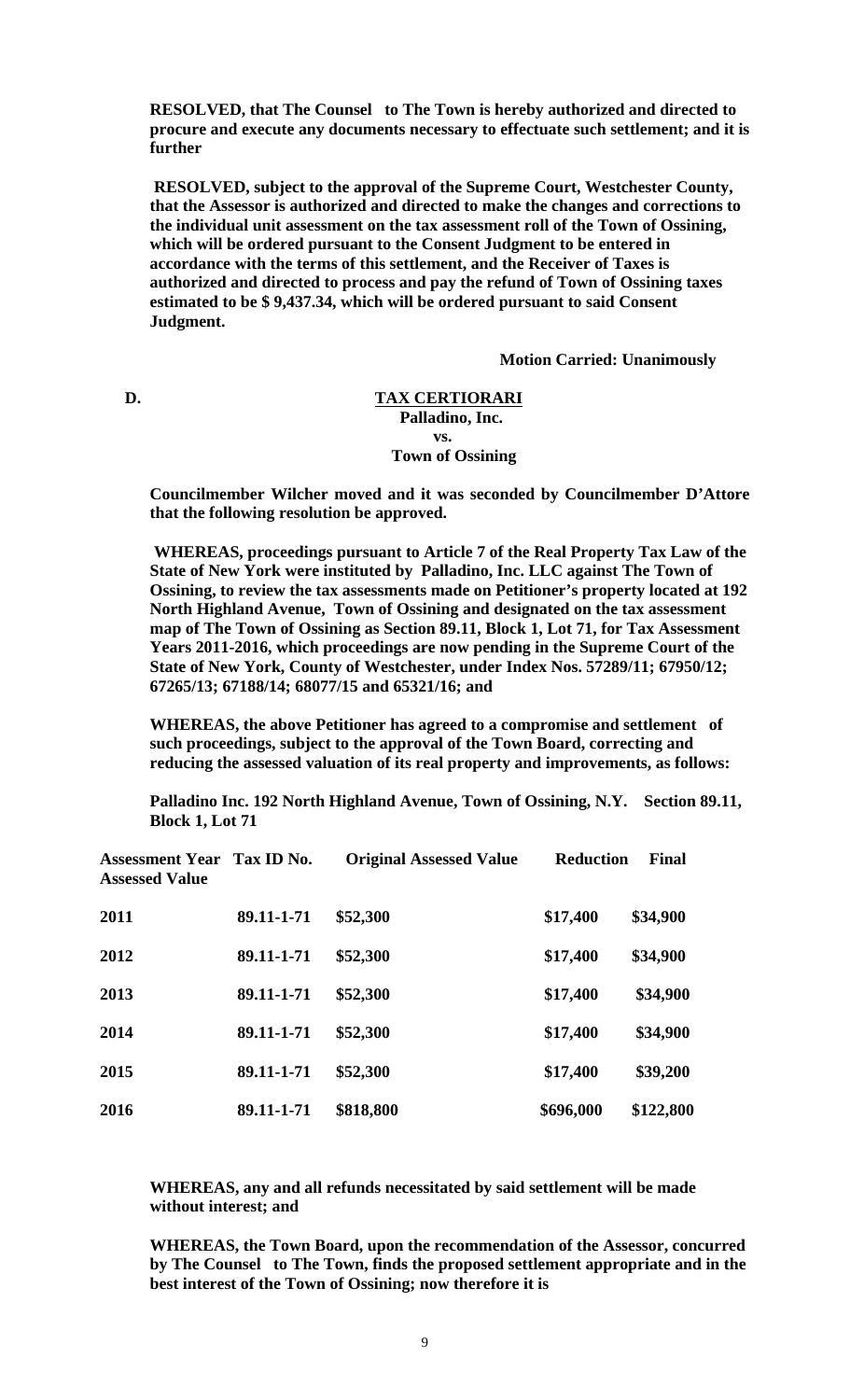**RESOLVED, that The Counsel to The Town is hereby authorized and directed to procure and execute any documents necessary to effectuate such settlement; and it is further**

**RESOLVED, subject to the approval of the Supreme Court, Westchester County, that the Assessor is authorized and directed to make the changes and corrections to the individual unit assessment on the tax assessment roll of the Town of Ossining, which will be ordered pursuant to the Consent Judgment to be entered in accordance with the terms of this settlement, and the Receiver of Taxes is authorized and directed to process and pay the refund of Town of Ossining taxes estimated to be $ 9,437.34, which will be ordered pursuant to said Consent Judgment.**

**Motion Carried: Unanimously**

**D. TAX CERTIORARI**
**Palladino, Inc.**
**vs.**
**Town of Ossining**

**Councilmember Wilcher moved and it was seconded by Councilmember D'Attore that the following resolution be approved.**

**WHEREAS, proceedings pursuant to Article 7 of the Real Property Tax Law of the State of New York were instituted by Palladino, Inc. LLC against The Town of Ossining, to review the tax assessments made on Petitioner's property located at 192 North Highland Avenue, Town of Ossining and designated on the tax assessment map of The Town of Ossining as Section 89.11, Block 1, Lot 71, for Tax Assessment Years 2011-2016, which proceedings are now pending in the Supreme Court of the State of New York, County of Westchester, under Index Nos. 57289/11; 67950/12; 67265/13; 67188/14; 68077/15 and 65321/16; and**

**WHEREAS, the above Petitioner has agreed to a compromise and settlement of such proceedings, subject to the approval of the Town Board, correcting and reducing the assessed valuation of its real property and improvements, as follows:**

**Palladino Inc. 192 North Highland Avenue, Town of Ossining, N.Y. Section 89.11, Block 1, Lot 71**

| Assessment Year | Tax ID No. | Original Assessed Value | Reduction | Final Assessed Value |
|---|---|---|---|---|
| 2011 | 89.11-1-71 | $52,300 | $17,400 | $34,900 |
| 2012 | 89.11-1-71 | $52,300 | $17,400 | $34,900 |
| 2013 | 89.11-1-71 | $52,300 | $17,400 | $34,900 |
| 2014 | 89.11-1-71 | $52,300 | $17,400 | $34,900 |
| 2015 | 89.11-1-71 | $52,300 | $17,400 | $39,200 |
| 2016 | 89.11-1-71 | $818,800 | $696,000 | $122,800 |

**WHEREAS, any and all refunds necessitated by said settlement will be made without interest; and**

**WHEREAS, the Town Board, upon the recommendation of the Assessor, concurred by The Counsel to The Town, finds the proposed settlement appropriate and in the best interest of the Town of Ossining; now therefore it is**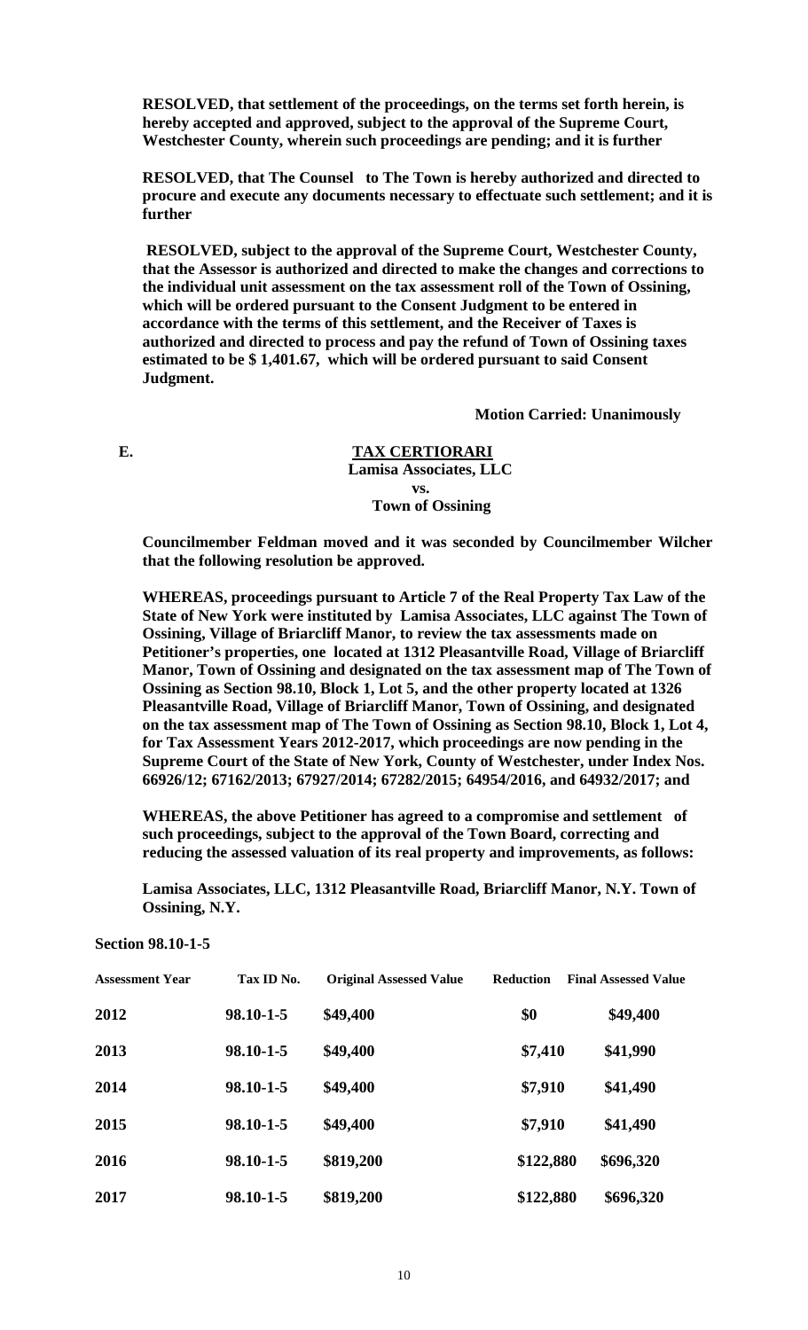**RESOLVED, that settlement of the proceedings, on the terms set forth herein, is hereby accepted and approved, subject to the approval of the Supreme Court, Westchester County, wherein such proceedings are pending; and it is further**

**RESOLVED, that The Counsel to The Town is hereby authorized and directed to procure and execute any documents necessary to effectuate such settlement; and it is further**

**RESOLVED, subject to the approval of the Supreme Court, Westchester County, that the Assessor is authorized and directed to make the changes and corrections to the individual unit assessment on the tax assessment roll of the Town of Ossining, which will be ordered pursuant to the Consent Judgment to be entered in accordance with the terms of this settlement, and the Receiver of Taxes is authorized and directed to process and pay the refund of Town of Ossining taxes estimated to be $ 1,401.67, which will be ordered pursuant to said Consent Judgment.**

**Motion Carried: Unanimously**

**E. TAX CERTIORARI**
**Lamisa Associates, LLC**
**vs.**
**Town of Ossining**

**Councilmember Feldman moved and it was seconded by Councilmember Wilcher that the following resolution be approved.**

**WHEREAS, proceedings pursuant to Article 7 of the Real Property Tax Law of the State of New York were instituted by Lamisa Associates, LLC against The Town of Ossining, Village of Briarcliff Manor, to review the tax assessments made on Petitioner's properties, one located at 1312 Pleasantville Road, Village of Briarcliff Manor, Town of Ossining and designated on the tax assessment map of The Town of Ossining as Section 98.10, Block 1, Lot 5, and the other property located at 1326 Pleasantville Road, Village of Briarcliff Manor, Town of Ossining, and designated on the tax assessment map of The Town of Ossining as Section 98.10, Block 1, Lot 4, for Tax Assessment Years 2012-2017, which proceedings are now pending in the Supreme Court of the State of New York, County of Westchester, under Index Nos. 66926/12; 67162/2013; 67927/2014; 67282/2015; 64954/2016, and 64932/2017; and**

**WHEREAS, the above Petitioner has agreed to a compromise and settlement of such proceedings, subject to the approval of the Town Board, correcting and reducing the assessed valuation of its real property and improvements, as follows:**

**Lamisa Associates, LLC, 1312 Pleasantville Road, Briarcliff Manor, N.Y. Town of Ossining, N.Y.**

**Section 98.10-1-5**

| Assessment Year | Tax ID No. | Original Assessed Value | Reduction | Final Assessed Value |
|---|---|---|---|---|
| 2012 | 98.10-1-5 | $49,400 | $0 | $49,400 |
| 2013 | 98.10-1-5 | $49,400 | $7,410 | $41,990 |
| 2014 | 98.10-1-5 | $49,400 | $7,910 | $41,490 |
| 2015 | 98.10-1-5 | $49,400 | $7,910 | $41,490 |
| 2016 | 98.10-1-5 | $819,200 | $122,880 | $696,320 |
| 2017 | 98.10-1-5 | $819,200 | $122,880 | $696,320 |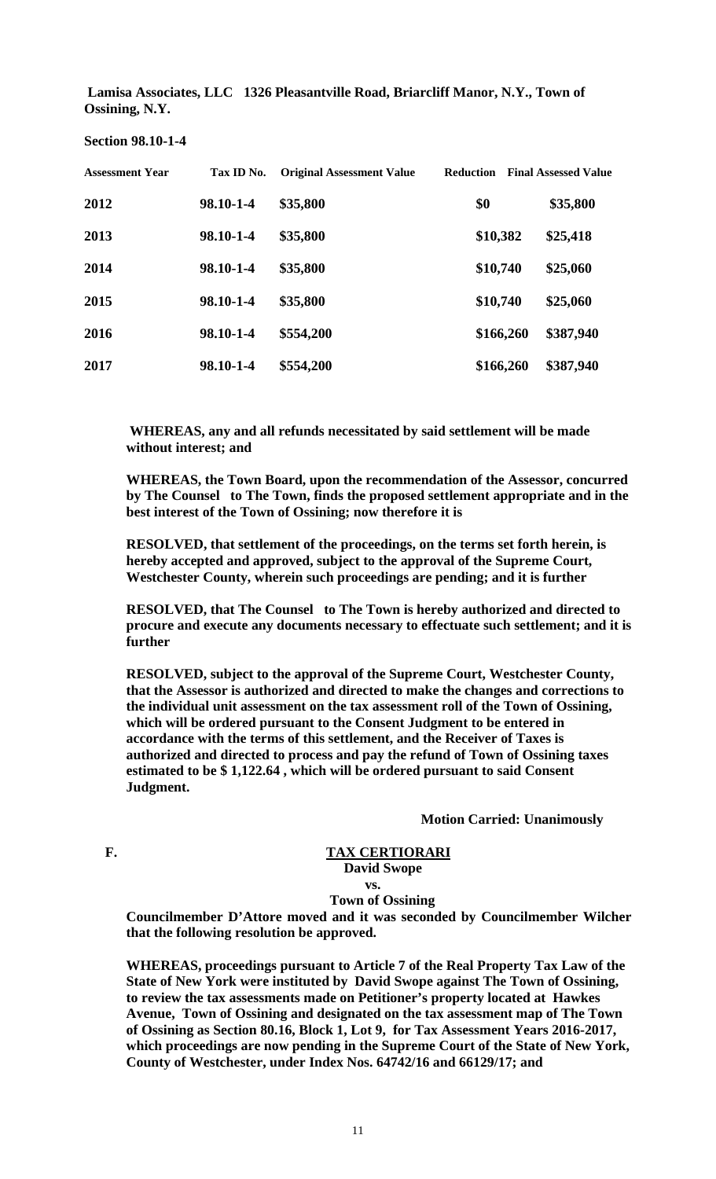**Lamisa Associates, LLC 1326 Pleasantville Road, Briarcliff Manor, N.Y., Town of Ossining, N.Y.**

**Section 98.10-1-4**

| Assessment Year | Tax ID No. | Original Assessment Value | Reduction | Final Assessed Value |
|---|---|---|---|---|
| 2012 | 98.10-1-4 | $35,800 | $0 | $35,800 |
| 2013 | 98.10-1-4 | $35,800 | $10,382 | $25,418 |
| 2014 | 98.10-1-4 | $35,800 | $10,740 | $25,060 |
| 2015 | 98.10-1-4 | $35,800 | $10,740 | $25,060 |
| 2016 | 98.10-1-4 | $554,200 | $166,260 | $387,940 |
| 2017 | 98.10-1-4 | $554,200 | $166,260 | $387,940 |

**WHEREAS, any and all refunds necessitated by said settlement will be made without interest; and**

**WHEREAS, the Town Board, upon the recommendation of the Assessor, concurred by The Counsel to The Town, finds the proposed settlement appropriate and in the best interest of the Town of Ossining; now therefore it is**

**RESOLVED, that settlement of the proceedings, on the terms set forth herein, is hereby accepted and approved, subject to the approval of the Supreme Court, Westchester County, wherein such proceedings are pending; and it is further**

**RESOLVED, that The Counsel to The Town is hereby authorized and directed to procure and execute any documents necessary to effectuate such settlement; and it is further**

**RESOLVED, subject to the approval of the Supreme Court, Westchester County, that the Assessor is authorized and directed to make the changes and corrections to the individual unit assessment on the tax assessment roll of the Town of Ossining, which will be ordered pursuant to the Consent Judgment to be entered in accordance with the terms of this settlement, and the Receiver of Taxes is authorized and directed to process and pay the refund of Town of Ossining taxes estimated to be $ 1,122.64 , which will be ordered pursuant to said Consent Judgment.**

**Motion Carried: Unanimously**

**F. <u>TAX CERTIORARI</u>**

**David Swope**

**vs.**

**Town of Ossining**

**Councilmember D'Attore moved and it was seconded by Councilmember Wilcher that the following resolution be approved.**

**WHEREAS, proceedings pursuant to Article 7 of the Real Property Tax Law of the State of New York were instituted by David Swope against The Town of Ossining, to review the tax assessments made on Petitioner's property located at Hawkes Avenue, Town of Ossining and designated on the tax assessment map of The Town of Ossining as Section 80.16, Block 1, Lot 9, for Tax Assessment Years 2016-2017, which proceedings are now pending in the Supreme Court of the State of New York, County of Westchester, under Index Nos. 64742/16 and 66129/17; and**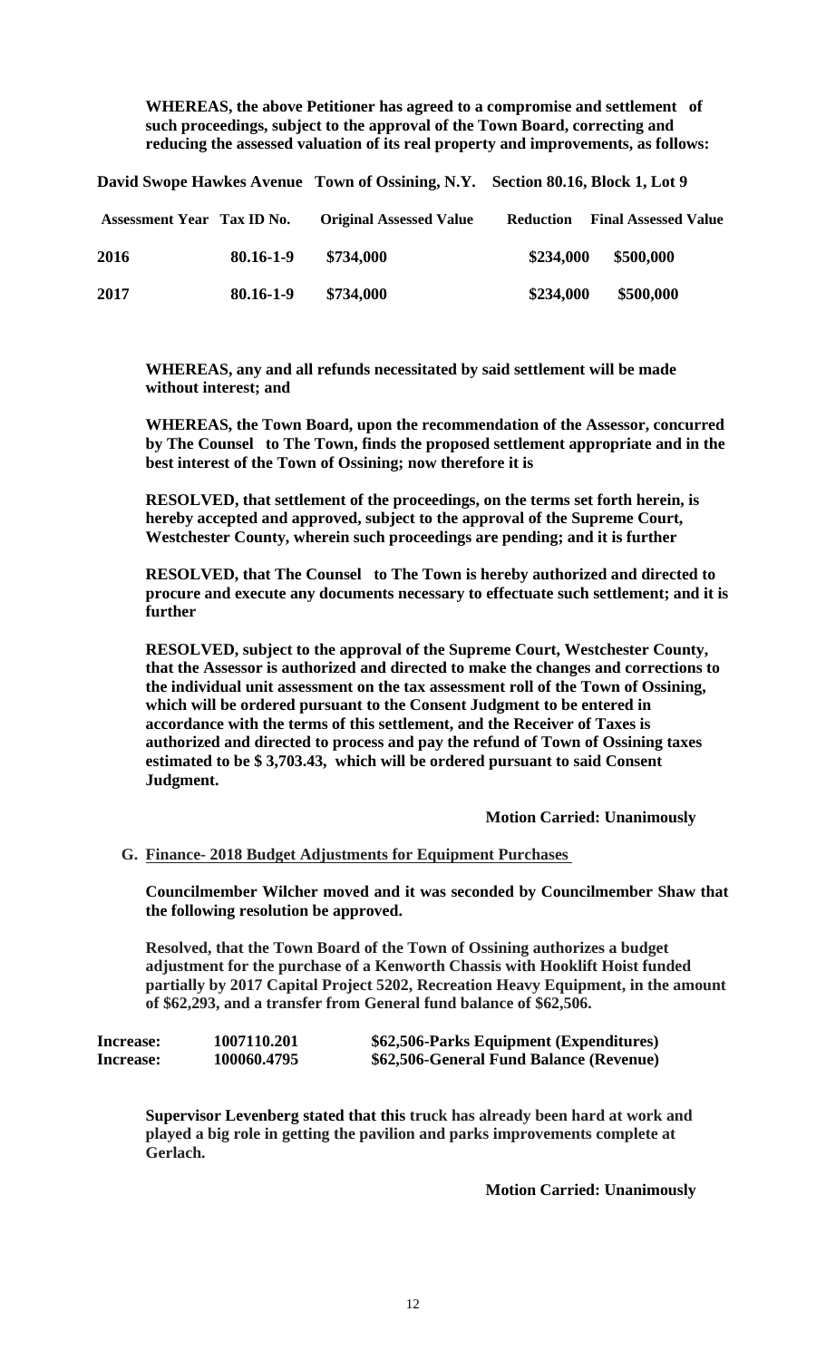**WHEREAS, the above Petitioner has agreed to a compromise and settlement of such proceedings, subject to the approval of the Town Board, correcting and reducing the assessed valuation of its real property and improvements, as follows:**

**David Swope Hawkes Avenue Town of Ossining, N.Y. Section 80.16, Block 1, Lot 9**

| Assessment Year | Tax ID No. | Original Assessed Value | Reduction | Final Assessed Value |
|---|---|---|---|---|
| 2016 | 80.16-1-9 | \$734,000 | \$234,000 | \$500,000 |
| 2017 | 80.16-1-9 | \$734,000 | \$234,000 | \$500,000 |

**WHEREAS, any and all refunds necessitated by said settlement will be made without interest; and**

**WHEREAS, the Town Board, upon the recommendation of the Assessor, concurred by The Counsel to The Town, finds the proposed settlement appropriate and in the best interest of the Town of Ossining; now therefore it is**

**RESOLVED, that settlement of the proceedings, on the terms set forth herein, is hereby accepted and approved, subject to the approval of the Supreme Court, Westchester County, wherein such proceedings are pending; and it is further**

**RESOLVED, that The Counsel to The Town is hereby authorized and directed to procure and execute any documents necessary to effectuate such settlement; and it is further**

**RESOLVED, subject to the approval of the Supreme Court, Westchester County, that the Assessor is authorized and directed to make the changes and corrections to the individual unit assessment on the tax assessment roll of the Town of Ossining, which will be ordered pursuant to the Consent Judgment to be entered in accordance with the terms of this settlement, and the Receiver of Taxes is authorized and directed to process and pay the refund of Town of Ossining taxes estimated to be \$ 3,703.43, which will be ordered pursuant to said Consent Judgment.**

**Motion Carried: Unanimously**

**G. Finance- 2018 Budget Adjustments for Equipment Purchases**

**Councilmember Wilcher moved and it was seconded by Councilmember Shaw that the following resolution be approved.**

**Resolved, that the Town Board of the Town of Ossining authorizes a budget adjustment for the purchase of a Kenworth Chassis with Hooklift Hoist funded partially by 2017 Capital Project 5202, Recreation Heavy Equipment, in the amount of \$62,293, and a transfer from General fund balance of \$62,506.**

| | | |
|---|---|---|
| **Increase:** | **1007110.201** | **\$62,506-Parks Equipment (Expenditures)** |
| **Increase:** | **100060.4795** | **\$62,506-General Fund Balance (Revenue)** |

**Supervisor Levenberg stated that this truck has already been hard at work and played a big role in getting the pavilion and parks improvements complete at Gerlach.**

**Motion Carried: Unanimously**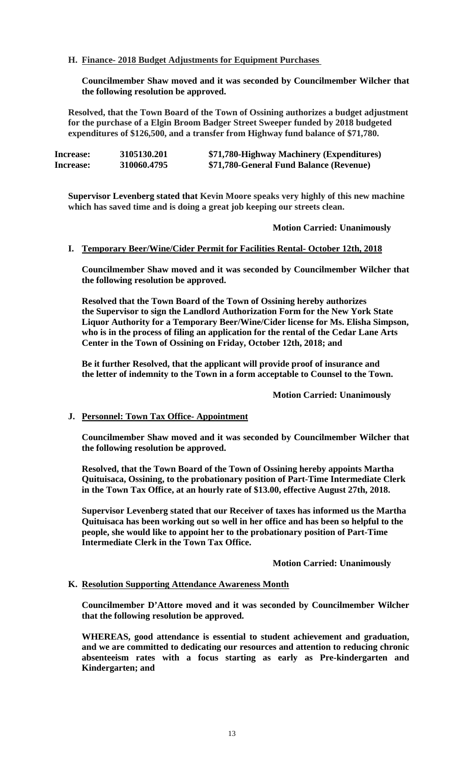**H. Finance- 2018 Budget Adjustments for Equipment Purchases**

**Councilmember Shaw moved and it was seconded by Councilmember Wilcher that the following resolution be approved.**

**Resolved, that the Town Board of the Town of Ossining authorizes a budget adjustment for the purchase of a Elgin Broom Badger Street Sweeper funded by 2018 budgeted expenditures of $126,500, and a transfer from Highway fund balance of $71,780.**

| | | |
|---|---|---|
| **Increase:** | **3105130.201** | **$71,780-Highway Machinery (Expenditures)** |
| **Increase:** | **310060.4795** | **$71,780-General Fund Balance (Revenue)** |

**Supervisor Levenberg stated that Kevin Moore speaks very highly of this new machine which has saved time and is doing a great job keeping our streets clean.**

**Motion Carried: Unanimously**

**I. Temporary Beer/Wine/Cider Permit for Facilities Rental- October 12th, 2018**

**Councilmember Shaw moved and it was seconded by Councilmember Wilcher that the following resolution be approved.**

**Resolved that the Town Board of the Town of Ossining hereby authorizes the Supervisor to sign the Landlord Authorization Form for the New York State Liquor Authority for a Temporary Beer/Wine/Cider license for Ms. Elisha Simpson, who is in the process of filing an application for the rental of the Cedar Lane Arts Center in the Town of Ossining on Friday, October 12th, 2018; and**

**Be it further Resolved, that the applicant will provide proof of insurance and the letter of indemnity to the Town in a form acceptable to Counsel to the Town.**

**Motion Carried: Unanimously**

**J. Personnel: Town Tax Office- Appointment**

**Councilmember Shaw moved and it was seconded by Councilmember Wilcher that the following resolution be approved.**

**Resolved, that the Town Board of the Town of Ossining hereby appoints Martha Quituisaca, Ossining, to the probationary position of Part-Time Intermediate Clerk in the Town Tax Office, at an hourly rate of $13.00, effective August 27th, 2018.**

**Supervisor Levenberg stated that our Receiver of taxes has informed us the Martha Quituisaca has been working out so well in her office and has been so helpful to the people, she would like to appoint her to the probationary position of Part-Time Intermediate Clerk in the Town Tax Office.**

**Motion Carried: Unanimously**

**K. Resolution Supporting Attendance Awareness Month**

**Councilmember D'Attore moved and it was seconded by Councilmember Wilcher that the following resolution be approved.**

**WHEREAS, good attendance is essential to student achievement and graduation, and we are committed to dedicating our resources and attention to reducing chronic absenteeism rates with a focus starting as early as Pre-kindergarten and Kindergarten; and**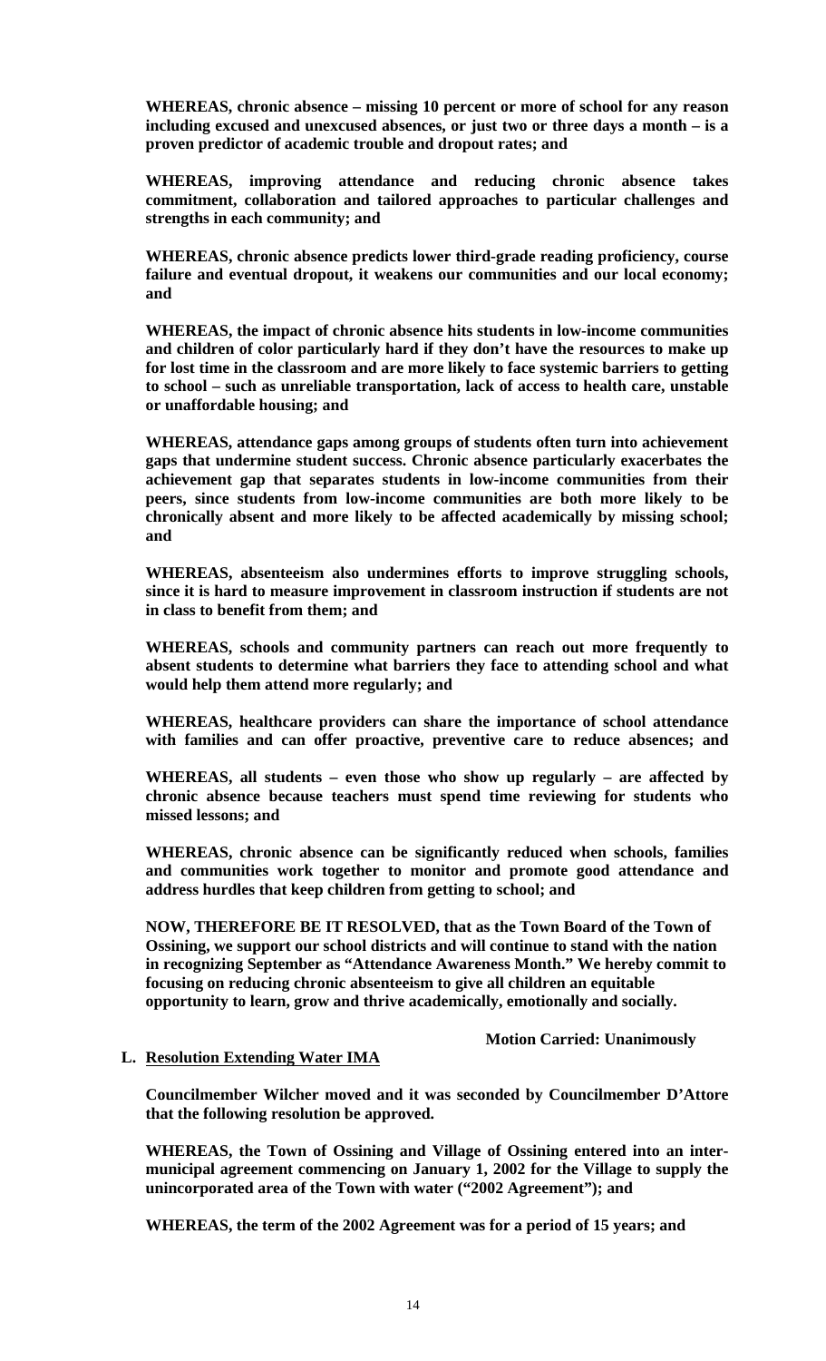**WHEREAS, chronic absence – missing 10 percent or more of school for any reason including excused and unexcused absences, or just two or three days a month – is a proven predictor of academic trouble and dropout rates; and**

**WHEREAS, improving attendance and reducing chronic absence takes commitment, collaboration and tailored approaches to particular challenges and strengths in each community; and**

**WHEREAS, chronic absence predicts lower third-grade reading proficiency, course failure and eventual dropout, it weakens our communities and our local economy; and**

**WHEREAS, the impact of chronic absence hits students in low-income communities and children of color particularly hard if they don't have the resources to make up for lost time in the classroom and are more likely to face systemic barriers to getting to school – such as unreliable transportation, lack of access to health care, unstable or unaffordable housing; and**

**WHEREAS, attendance gaps among groups of students often turn into achievement gaps that undermine student success. Chronic absence particularly exacerbates the achievement gap that separates students in low-income communities from their peers, since students from low-income communities are both more likely to be chronically absent and more likely to be affected academically by missing school; and**

**WHEREAS, absenteeism also undermines efforts to improve struggling schools, since it is hard to measure improvement in classroom instruction if students are not in class to benefit from them; and**

**WHEREAS, schools and community partners can reach out more frequently to absent students to determine what barriers they face to attending school and what would help them attend more regularly; and**

**WHEREAS, healthcare providers can share the importance of school attendance with families and can offer proactive, preventive care to reduce absences; and**

**WHEREAS, all students – even those who show up regularly – are affected by chronic absence because teachers must spend time reviewing for students who missed lessons; and**

**WHEREAS, chronic absence can be significantly reduced when schools, families and communities work together to monitor and promote good attendance and address hurdles that keep children from getting to school; and**

**NOW, THEREFORE BE IT RESOLVED, that as the Town Board of the Town of Ossining, we support our school districts and will continue to stand with the nation in recognizing September as "Attendance Awareness Month." We hereby commit to focusing on reducing chronic absenteeism to give all children an equitable opportunity to learn, grow and thrive academically, emotionally and socially.**

**Motion Carried: Unanimously**

**L. Resolution Extending Water IMA**

**Councilmember Wilcher moved and it was seconded by Councilmember D'Attore that the following resolution be approved.**

**WHEREAS, the Town of Ossining and Village of Ossining entered into an inter-municipal agreement commencing on January 1, 2002 for the Village to supply the unincorporated area of the Town with water ("2002 Agreement"); and**

**WHEREAS, the term of the 2002 Agreement was for a period of 15 years; and**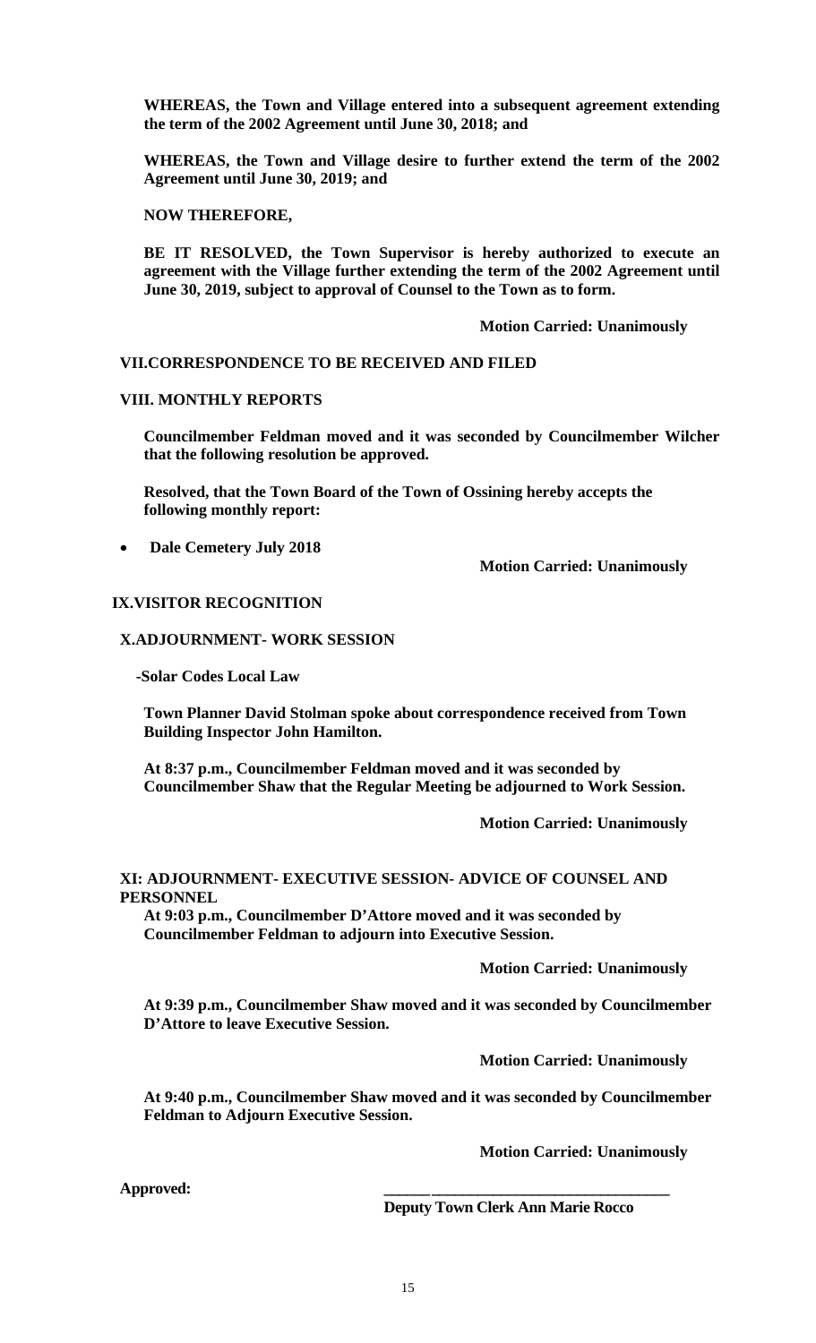**WHEREAS, the Town and Village entered into a subsequent agreement extending the term of the 2002 Agreement until June 30, 2018; and**

**WHEREAS, the Town and Village desire to further extend the term of the 2002 Agreement until June 30, 2019; and**

**NOW THEREFORE,**

**BE IT RESOLVED, the Town Supervisor is hereby authorized to execute an agreement with the Village further extending the term of the 2002 Agreement until June 30, 2019, subject to approval of Counsel to the Town as to form.**

**Motion Carried: Unanimously**

## VII.CORRESPONDENCE TO BE RECEIVED AND FILED

## VIII. MONTHLY REPORTS

**Councilmember Feldman moved and it was seconded by Councilmember Wilcher that the following resolution be approved.**

**Resolved, that the Town Board of the Town of Ossining hereby accepts the following monthly report:**

- **Dale Cemetery July 2018**

**Motion Carried: Unanimously**

## IX.VISITOR RECOGNITION

## X.ADJOURNMENT- WORK SESSION

**-Solar Codes Local Law**

**Town Planner David Stolman spoke about correspondence received from Town Building Inspector John Hamilton.**

**At 8:37 p.m., Councilmember Feldman moved and it was seconded by Councilmember Shaw that the Regular Meeting be adjourned to Work Session.**

**Motion Carried: Unanimously**

## XI: ADJOURNMENT- EXECUTIVE SESSION- ADVICE OF COUNSEL AND PERSONNEL

**At 9:03 p.m., Councilmember D'Attore moved and it was seconded by Councilmember Feldman to adjourn into Executive Session.**

**Motion Carried: Unanimously**

**At 9:39 p.m., Councilmember Shaw moved and it was seconded by Councilmember D'Attore to leave Executive Session.**

**Motion Carried: Unanimously**

**At 9:40 p.m., Councilmember Shaw moved and it was seconded by Councilmember Feldman to Adjourn Executive Session.**

**Motion Carried: Unanimously**

**Approved:** ________________________________

**Deputy Town Clerk Ann Marie Rocco**